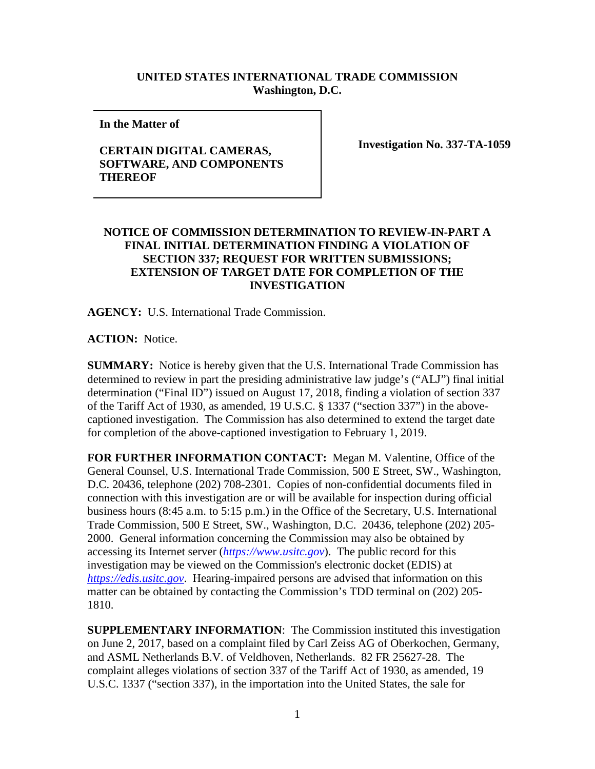**UNITED STATES INTERNATIONAL TRADE COMMISSION**
**Washington, D.C.**

| **In the Matter of** <br><br> **CERTAIN DIGITAL CAMERAS, SOFTWARE, AND COMPONENTS THEREOF** | **Investigation No. 337-TA-1059** |
|---|---|

**NOTICE OF COMMISSION DETERMINATION TO REVIEW-IN-PART A FINAL INITIAL DETERMINATION FINDING A VIOLATION OF SECTION 337; REQUEST FOR WRITTEN SUBMISSIONS; EXTENSION OF TARGET DATE FOR COMPLETION OF THE INVESTIGATION**

**AGENCY:** U.S. International Trade Commission.

**ACTION:** Notice.

**SUMMARY:** Notice is hereby given that the U.S. International Trade Commission has determined to review in part the presiding administrative law judge's ("ALJ") final initial determination ("Final ID") issued on August 17, 2018, finding a violation of section 337 of the Tariff Act of 1930, as amended, 19 U.S.C. § 1337 ("section 337") in the above-captioned investigation. The Commission has also determined to extend the target date for completion of the above-captioned investigation to February 1, 2019.

**FOR FURTHER INFORMATION CONTACT:** Megan M. Valentine, Office of the General Counsel, U.S. International Trade Commission, 500 E Street, SW., Washington, D.C. 20436, telephone (202) 708-2301. Copies of non-confidential documents filed in connection with this investigation are or will be available for inspection during official business hours (8:45 a.m. to 5:15 p.m.) in the Office of the Secretary, U.S. International Trade Commission, 500 E Street, SW., Washington, D.C. 20436, telephone (202) 205-2000. General information concerning the Commission may also be obtained by accessing its Internet server (*https://www.usitc.gov*). The public record for this investigation may be viewed on the Commission's electronic docket (EDIS) at *https://edis.usitc.gov*. Hearing-impaired persons are advised that information on this matter can be obtained by contacting the Commission's TDD terminal on (202) 205-1810.

**SUPPLEMENTARY INFORMATION**: The Commission instituted this investigation on June 2, 2017, based on a complaint filed by Carl Zeiss AG of Oberkochen, Germany, and ASML Netherlands B.V. of Veldhoven, Netherlands. 82 FR 25627-28. The complaint alleges violations of section 337 of the Tariff Act of 1930, as amended, 19 U.S.C. 1337 ("section 337), in the importation into the United States, the sale for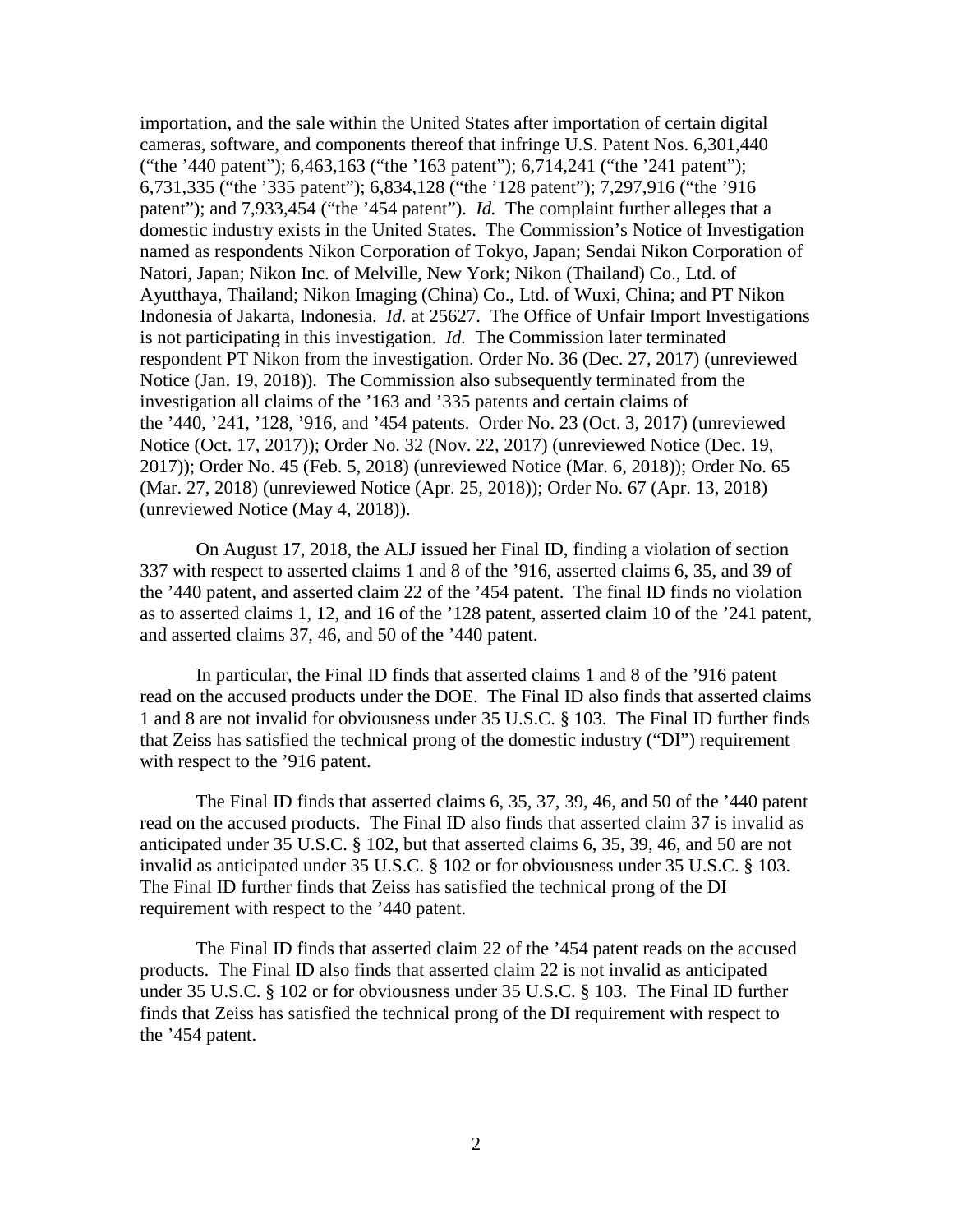importation, and the sale within the United States after importation of certain digital cameras, software, and components thereof that infringe U.S. Patent Nos. 6,301,440 ("the '440 patent"); 6,463,163 ("the '163 patent"); 6,714,241 ("the '241 patent"); 6,731,335 ("the '335 patent"); 6,834,128 ("the '128 patent"); 7,297,916 ("the '916 patent"); and 7,933,454 ("the '454 patent"). *Id.* The complaint further alleges that a domestic industry exists in the United States. The Commission's Notice of Investigation named as respondents Nikon Corporation of Tokyo, Japan; Sendai Nikon Corporation of Natori, Japan; Nikon Inc. of Melville, New York; Nikon (Thailand) Co., Ltd. of Ayutthaya, Thailand; Nikon Imaging (China) Co., Ltd. of Wuxi, China; and PT Nikon Indonesia of Jakarta, Indonesia. *Id.* at 25627. The Office of Unfair Import Investigations is not participating in this investigation. *Id.* The Commission later terminated respondent PT Nikon from the investigation. Order No. 36 (Dec. 27, 2017) (unreviewed Notice (Jan. 19, 2018)). The Commission also subsequently terminated from the investigation all claims of the '163 and '335 patents and certain claims of the '440, '241, '128, '916, and '454 patents. Order No. 23 (Oct. 3, 2017) (unreviewed Notice (Oct. 17, 2017)); Order No. 32 (Nov. 22, 2017) (unreviewed Notice (Dec. 19, 2017)); Order No. 45 (Feb. 5, 2018) (unreviewed Notice (Mar. 6, 2018)); Order No. 65 (Mar. 27, 2018) (unreviewed Notice (Apr. 25, 2018)); Order No. 67 (Apr. 13, 2018) (unreviewed Notice (May 4, 2018)).

On August 17, 2018, the ALJ issued her Final ID, finding a violation of section 337 with respect to asserted claims 1 and 8 of the '916, asserted claims 6, 35, and 39 of the '440 patent, and asserted claim 22 of the '454 patent. The final ID finds no violation as to asserted claims 1, 12, and 16 of the '128 patent, asserted claim 10 of the '241 patent, and asserted claims 37, 46, and 50 of the '440 patent.

In particular, the Final ID finds that asserted claims 1 and 8 of the '916 patent read on the accused products under the DOE. The Final ID also finds that asserted claims 1 and 8 are not invalid for obviousness under 35 U.S.C. § 103. The Final ID further finds that Zeiss has satisfied the technical prong of the domestic industry ("DI") requirement with respect to the '916 patent.

The Final ID finds that asserted claims 6, 35, 37, 39, 46, and 50 of the '440 patent read on the accused products. The Final ID also finds that asserted claim 37 is invalid as anticipated under 35 U.S.C. § 102, but that asserted claims 6, 35, 39, 46, and 50 are not invalid as anticipated under 35 U.S.C. § 102 or for obviousness under 35 U.S.C. § 103. The Final ID further finds that Zeiss has satisfied the technical prong of the DI requirement with respect to the '440 patent.

The Final ID finds that asserted claim 22 of the '454 patent reads on the accused products. The Final ID also finds that asserted claim 22 is not invalid as anticipated under 35 U.S.C. § 102 or for obviousness under 35 U.S.C. § 103. The Final ID further finds that Zeiss has satisfied the technical prong of the DI requirement with respect to the '454 patent.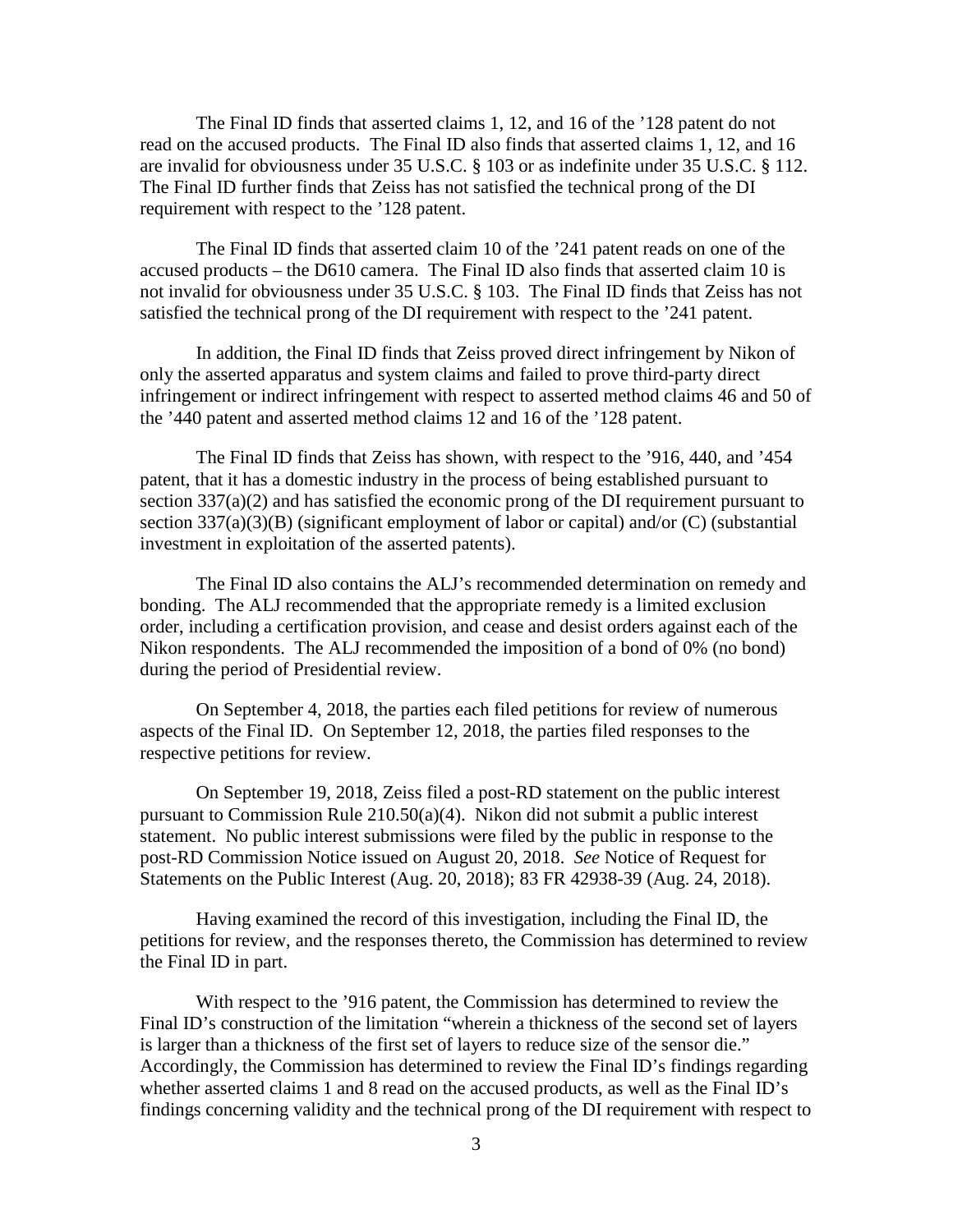The Final ID finds that asserted claims 1, 12, and 16 of the ’128 patent do not read on the accused products. The Final ID also finds that asserted claims 1, 12, and 16 are invalid for obviousness under 35 U.S.C. § 103 or as indefinite under 35 U.S.C. § 112. The Final ID further finds that Zeiss has not satisfied the technical prong of the DI requirement with respect to the ’128 patent.

The Final ID finds that asserted claim 10 of the ’241 patent reads on one of the accused products – the D610 camera. The Final ID also finds that asserted claim 10 is not invalid for obviousness under 35 U.S.C. § 103. The Final ID finds that Zeiss has not satisfied the technical prong of the DI requirement with respect to the ’241 patent.

In addition, the Final ID finds that Zeiss proved direct infringement by Nikon of only the asserted apparatus and system claims and failed to prove third-party direct infringement or indirect infringement with respect to asserted method claims 46 and 50 of the ’440 patent and asserted method claims 12 and 16 of the ’128 patent.

The Final ID finds that Zeiss has shown, with respect to the ’916, 440, and ’454 patent, that it has a domestic industry in the process of being established pursuant to section 337(a)(2) and has satisfied the economic prong of the DI requirement pursuant to section 337(a)(3)(B) (significant employment of labor or capital) and/or (C) (substantial investment in exploitation of the asserted patents).

The Final ID also contains the ALJ’s recommended determination on remedy and bonding. The ALJ recommended that the appropriate remedy is a limited exclusion order, including a certification provision, and cease and desist orders against each of the Nikon respondents. The ALJ recommended the imposition of a bond of 0% (no bond) during the period of Presidential review.

On September 4, 2018, the parties each filed petitions for review of numerous aspects of the Final ID. On September 12, 2018, the parties filed responses to the respective petitions for review.

On September 19, 2018, Zeiss filed a post-RD statement on the public interest pursuant to Commission Rule 210.50(a)(4). Nikon did not submit a public interest statement. No public interest submissions were filed by the public in response to the post-RD Commission Notice issued on August 20, 2018. *See* Notice of Request for Statements on the Public Interest (Aug. 20, 2018); 83 FR 42938-39 (Aug. 24, 2018).

Having examined the record of this investigation, including the Final ID, the petitions for review, and the responses thereto, the Commission has determined to review the Final ID in part.

With respect to the ’916 patent, the Commission has determined to review the Final ID’s construction of the limitation “wherein a thickness of the second set of layers is larger than a thickness of the first set of layers to reduce size of the sensor die.” Accordingly, the Commission has determined to review the Final ID’s findings regarding whether asserted claims 1 and 8 read on the accused products, as well as the Final ID’s findings concerning validity and the technical prong of the DI requirement with respect to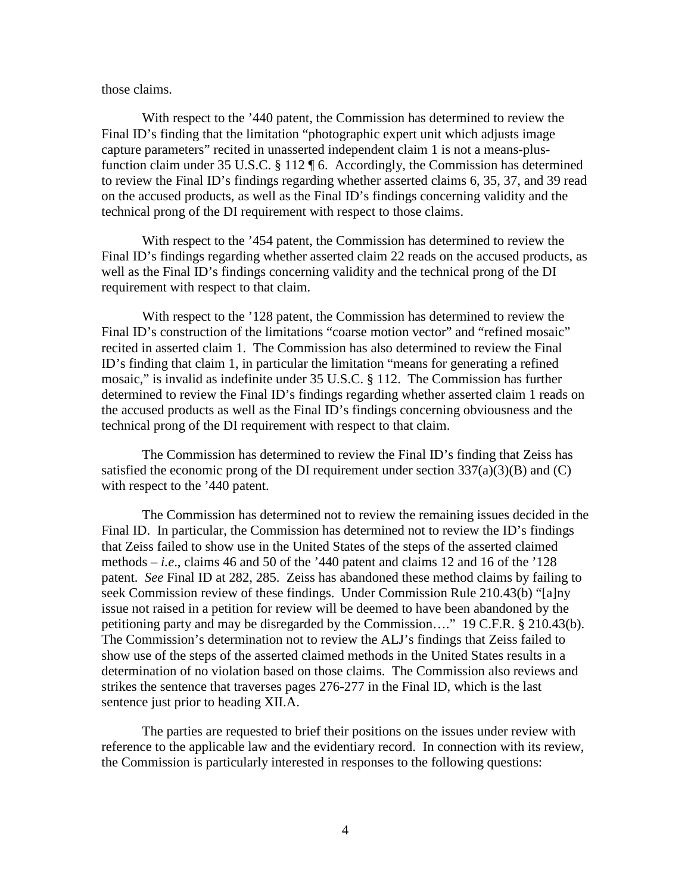those claims.

With respect to the ’440 patent, the Commission has determined to review the Final ID’s finding that the limitation “photographic expert unit which adjusts image capture parameters” recited in unasserted independent claim 1 is not a means-plus-function claim under 35 U.S.C. § 112 ¶ 6. Accordingly, the Commission has determined to review the Final ID’s findings regarding whether asserted claims 6, 35, 37, and 39 read on the accused products, as well as the Final ID’s findings concerning validity and the technical prong of the DI requirement with respect to those claims.

With respect to the ’454 patent, the Commission has determined to review the Final ID’s findings regarding whether asserted claim 22 reads on the accused products, as well as the Final ID’s findings concerning validity and the technical prong of the DI requirement with respect to that claim.

With respect to the ’128 patent, the Commission has determined to review the Final ID’s construction of the limitations “coarse motion vector” and “refined mosaic” recited in asserted claim 1. The Commission has also determined to review the Final ID’s finding that claim 1, in particular the limitation “means for generating a refined mosaic,” is invalid as indefinite under 35 U.S.C. § 112. The Commission has further determined to review the Final ID’s findings regarding whether asserted claim 1 reads on the accused products as well as the Final ID’s findings concerning obviousness and the technical prong of the DI requirement with respect to that claim.

The Commission has determined to review the Final ID’s finding that Zeiss has satisfied the economic prong of the DI requirement under section 337(a)(3)(B) and (C) with respect to the ’440 patent.

The Commission has determined not to review the remaining issues decided in the Final ID. In particular, the Commission has determined not to review the ID’s findings that Zeiss failed to show use in the United States of the steps of the asserted claimed methods – *i.e*., claims 46 and 50 of the ’440 patent and claims 12 and 16 of the ’128 patent. *See* Final ID at 282, 285. Zeiss has abandoned these method claims by failing to seek Commission review of these findings. Under Commission Rule 210.43(b) “[a]ny issue not raised in a petition for review will be deemed to have been abandoned by the petitioning party and may be disregarded by the Commission….” 19 C.F.R. § 210.43(b). The Commission’s determination not to review the ALJ’s findings that Zeiss failed to show use of the steps of the asserted claimed methods in the United States results in a determination of no violation based on those claims. The Commission also reviews and strikes the sentence that traverses pages 276-277 in the Final ID, which is the last sentence just prior to heading XII.A.

The parties are requested to brief their positions on the issues under review with reference to the applicable law and the evidentiary record. In connection with its review, the Commission is particularly interested in responses to the following questions: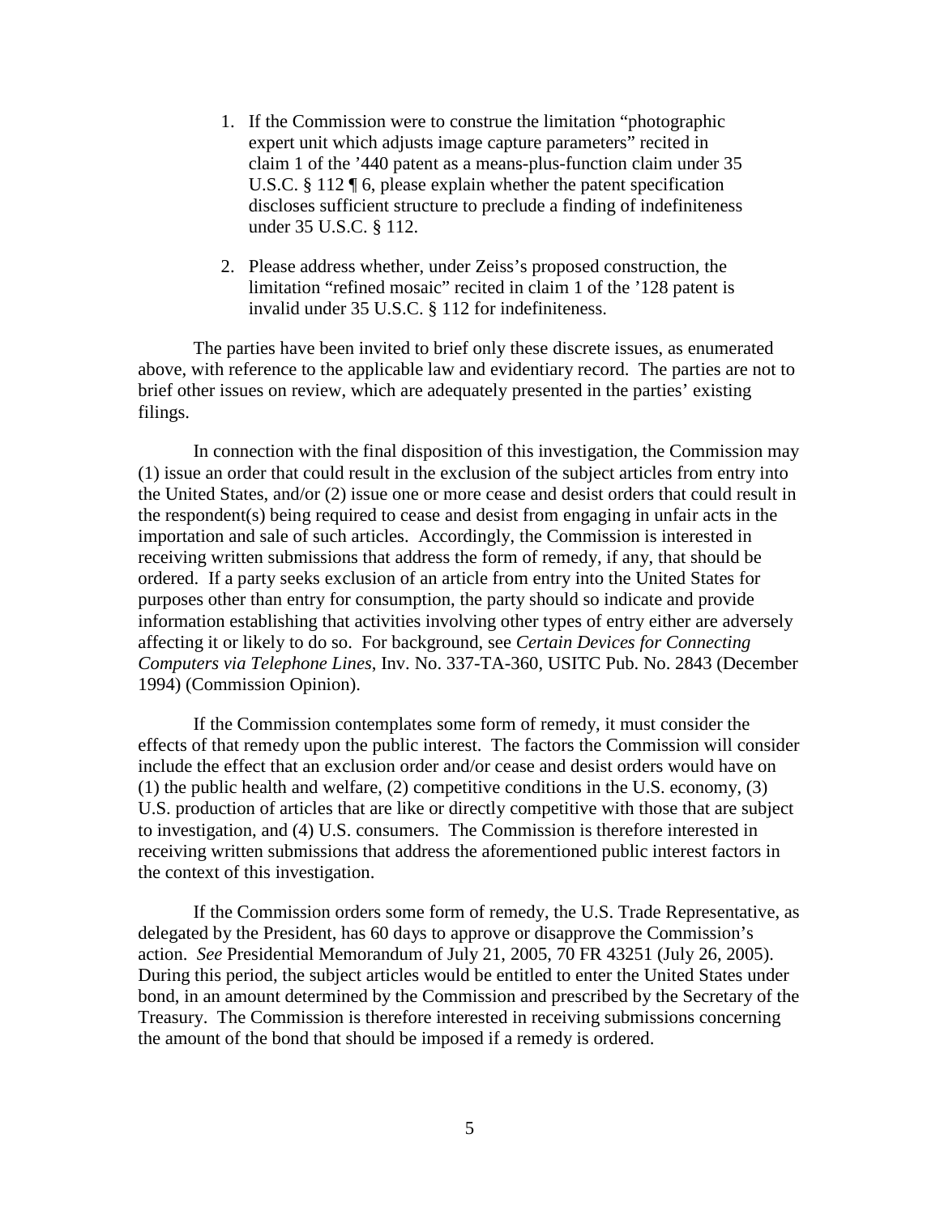1. If the Commission were to construe the limitation "photographic expert unit which adjusts image capture parameters" recited in claim 1 of the '440 patent as a means-plus-function claim under 35 U.S.C. § 112 ¶ 6, please explain whether the patent specification discloses sufficient structure to preclude a finding of indefiniteness under 35 U.S.C. § 112.

2. Please address whether, under Zeiss's proposed construction, the limitation "refined mosaic" recited in claim 1 of the '128 patent is invalid under 35 U.S.C. § 112 for indefiniteness.

The parties have been invited to brief only these discrete issues, as enumerated above, with reference to the applicable law and evidentiary record. The parties are not to brief other issues on review, which are adequately presented in the parties' existing filings.

In connection with the final disposition of this investigation, the Commission may (1) issue an order that could result in the exclusion of the subject articles from entry into the United States, and/or (2) issue one or more cease and desist orders that could result in the respondent(s) being required to cease and desist from engaging in unfair acts in the importation and sale of such articles. Accordingly, the Commission is interested in receiving written submissions that address the form of remedy, if any, that should be ordered. If a party seeks exclusion of an article from entry into the United States for purposes other than entry for consumption, the party should so indicate and provide information establishing that activities involving other types of entry either are adversely affecting it or likely to do so. For background, see *Certain Devices for Connecting Computers via Telephone Lines*, Inv. No. 337-TA-360, USITC Pub. No. 2843 (December 1994) (Commission Opinion).

If the Commission contemplates some form of remedy, it must consider the effects of that remedy upon the public interest. The factors the Commission will consider include the effect that an exclusion order and/or cease and desist orders would have on (1) the public health and welfare, (2) competitive conditions in the U.S. economy, (3) U.S. production of articles that are like or directly competitive with those that are subject to investigation, and (4) U.S. consumers. The Commission is therefore interested in receiving written submissions that address the aforementioned public interest factors in the context of this investigation.

If the Commission orders some form of remedy, the U.S. Trade Representative, as delegated by the President, has 60 days to approve or disapprove the Commission's action. *See* Presidential Memorandum of July 21, 2005, 70 FR 43251 (July 26, 2005). During this period, the subject articles would be entitled to enter the United States under bond, in an amount determined by the Commission and prescribed by the Secretary of the Treasury. The Commission is therefore interested in receiving submissions concerning the amount of the bond that should be imposed if a remedy is ordered.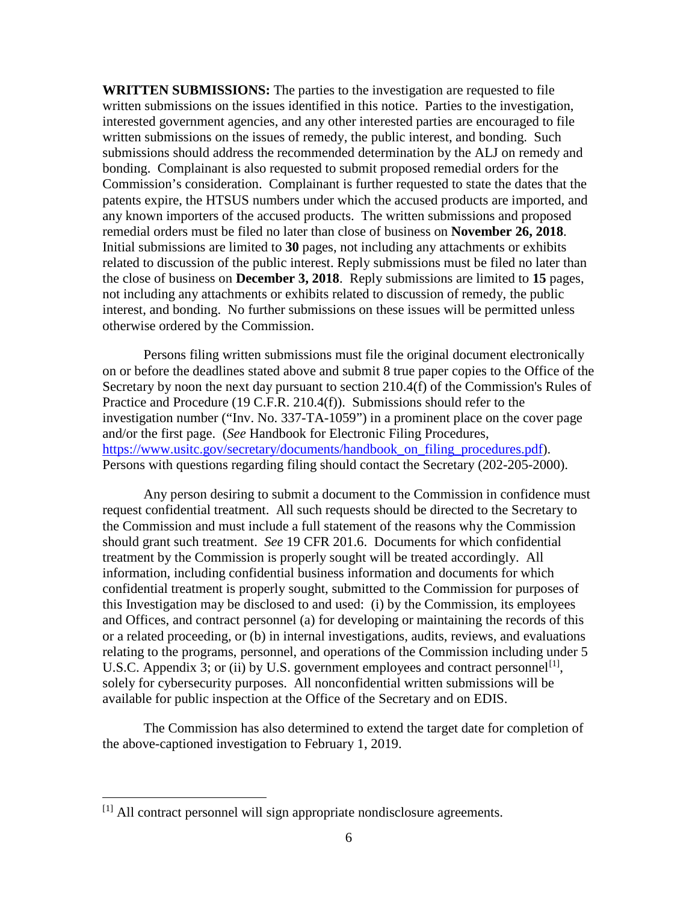**WRITTEN SUBMISSIONS:** The parties to the investigation are requested to file written submissions on the issues identified in this notice. Parties to the investigation, interested government agencies, and any other interested parties are encouraged to file written submissions on the issues of remedy, the public interest, and bonding. Such submissions should address the recommended determination by the ALJ on remedy and bonding. Complainant is also requested to submit proposed remedial orders for the Commission's consideration. Complainant is further requested to state the dates that the patents expire, the HTSUS numbers under which the accused products are imported, and any known importers of the accused products. The written submissions and proposed remedial orders must be filed no later than close of business on **November 26, 2018**. Initial submissions are limited to **30** pages, not including any attachments or exhibits related to discussion of the public interest. Reply submissions must be filed no later than the close of business on **December 3, 2018**. Reply submissions are limited to **15** pages, not including any attachments or exhibits related to discussion of remedy, the public interest, and bonding. No further submissions on these issues will be permitted unless otherwise ordered by the Commission.

Persons filing written submissions must file the original document electronically on or before the deadlines stated above and submit 8 true paper copies to the Office of the Secretary by noon the next day pursuant to section 210.4(f) of the Commission's Rules of Practice and Procedure (19 C.F.R. 210.4(f)). Submissions should refer to the investigation number ("Inv. No. 337-TA-1059") in a prominent place on the cover page and/or the first page. (*See* Handbook for Electronic Filing Procedures, https://www.usitc.gov/secretary/documents/handbook_on_filing_procedures.pdf). Persons with questions regarding filing should contact the Secretary (202-205-2000).

Any person desiring to submit a document to the Commission in confidence must request confidential treatment. All such requests should be directed to the Secretary to the Commission and must include a full statement of the reasons why the Commission should grant such treatment. *See* 19 CFR 201.6. Documents for which confidential treatment by the Commission is properly sought will be treated accordingly. All information, including confidential business information and documents for which confidential treatment is properly sought, submitted to the Commission for purposes of this Investigation may be disclosed to and used: (i) by the Commission, its employees and Offices, and contract personnel (a) for developing or maintaining the records of this or a related proceeding, or (b) in internal investigations, audits, reviews, and evaluations relating to the programs, personnel, and operations of the Commission including under 5 U.S.C. Appendix 3; or (ii) by U.S. government employees and contract personnel[1], solely for cybersecurity purposes. All nonconfidential written submissions will be available for public inspection at the Office of the Secretary and on EDIS.

The Commission has also determined to extend the target date for completion of the above-captioned investigation to February 1, 2019.

[1] All contract personnel will sign appropriate nondisclosure agreements.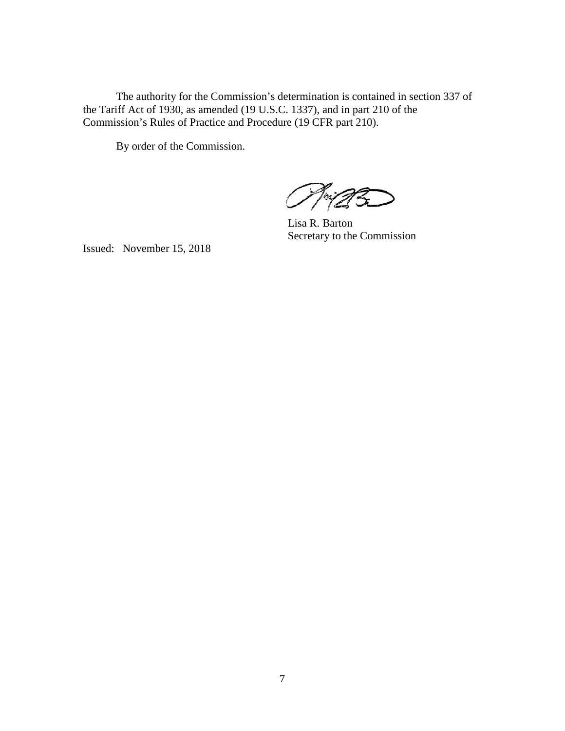The authority for the Commission's determination is contained in section 337 of the Tariff Act of 1930, as amended (19 U.S.C. 1337), and in part 210 of the Commission's Rules of Practice and Procedure (19 CFR part 210).

By order of the Commission.

Lisa R. Barton
Secretary to the Commission

Issued: November 15, 2018